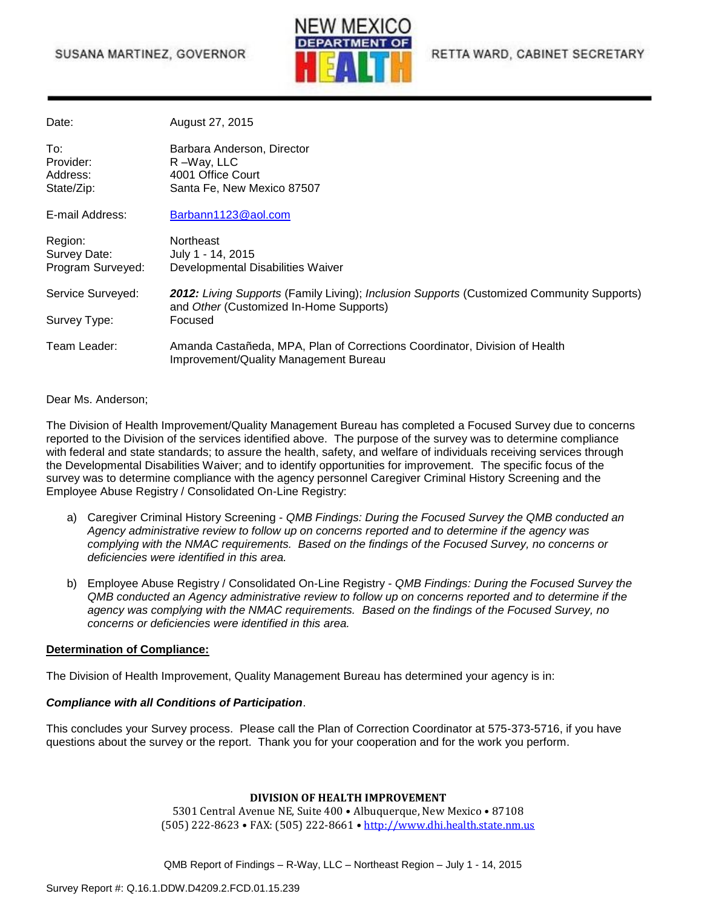SUSANA MARTINEZ, GOVERNOR

NEW MEXICO DEPARTMENT OF HEALTH

RETTA WARD, CABINET SECRETARY

| | |
|---|---|
| Date: | August 27, 2015 |
| To: | Barbara Anderson, Director |
| Provider: | R –Way, LLC |
| Address: | 4001 Office Court |
| State/Zip: | Santa Fe, New Mexico 87507 |
| E-mail Address: | Barbann1123@aol.com |
| Region: | Northeast |
| Survey Date: | July 1 - 14, 2015 |
| Program Surveyed: | Developmental Disabilities Waiver |
| Service Surveyed: | ***2012:*** *Living Supports* (Family Living); *Inclusion Supports* (Customized Community Supports) and *Other* (Customized In-Home Supports) |
| Survey Type: | Focused |
| Team Leader: | Amanda Castañeda, MPA, Plan of Corrections Coordinator, Division of Health Improvement/Quality Management Bureau |

Dear Ms. Anderson;

The Division of Health Improvement/Quality Management Bureau has completed a Focused Survey due to concerns reported to the Division of the services identified above. The purpose of the survey was to determine compliance with federal and state standards; to assure the health, safety, and welfare of individuals receiving services through the Developmental Disabilities Waiver; and to identify opportunities for improvement. The specific focus of the survey was to determine compliance with the agency personnel Caregiver Criminal History Screening and the Employee Abuse Registry / Consolidated On-Line Registry:

a) Caregiver Criminal History Screening - *QMB Findings: During the Focused Survey the QMB conducted an Agency administrative review to follow up on concerns reported and to determine if the agency was complying with the NMAC requirements. Based on the findings of the Focused Survey, no concerns or deficiencies were identified in this area.*

b) Employee Abuse Registry / Consolidated On-Line Registry - *QMB Findings: During the Focused Survey the QMB conducted an Agency administrative review to follow up on concerns reported and to determine if the agency was complying with the NMAC requirements. Based on the findings of the Focused Survey, no concerns or deficiencies were identified in this area.*

**Determination of Compliance:**

The Division of Health Improvement, Quality Management Bureau has determined your agency is in:

***Compliance with all Conditions of Participation***.

This concludes your Survey process. Please call the Plan of Correction Coordinator at 575-373-5716, if you have questions about the survey or the report. Thank you for your cooperation and for the work you perform.

**DIVISION OF HEALTH IMPROVEMENT**
5301 Central Avenue NE, Suite 400 • Albuquerque, New Mexico • 87108
(505) 222-8623 • FAX: (505) 222-8661 • http://www.dhi.health.state.nm.us

QMB Report of Findings – R-Way, LLC – Northeast Region – July 1 - 14, 2015

Survey Report #: Q.16.1.DDW.D4209.2.FCD.01.15.239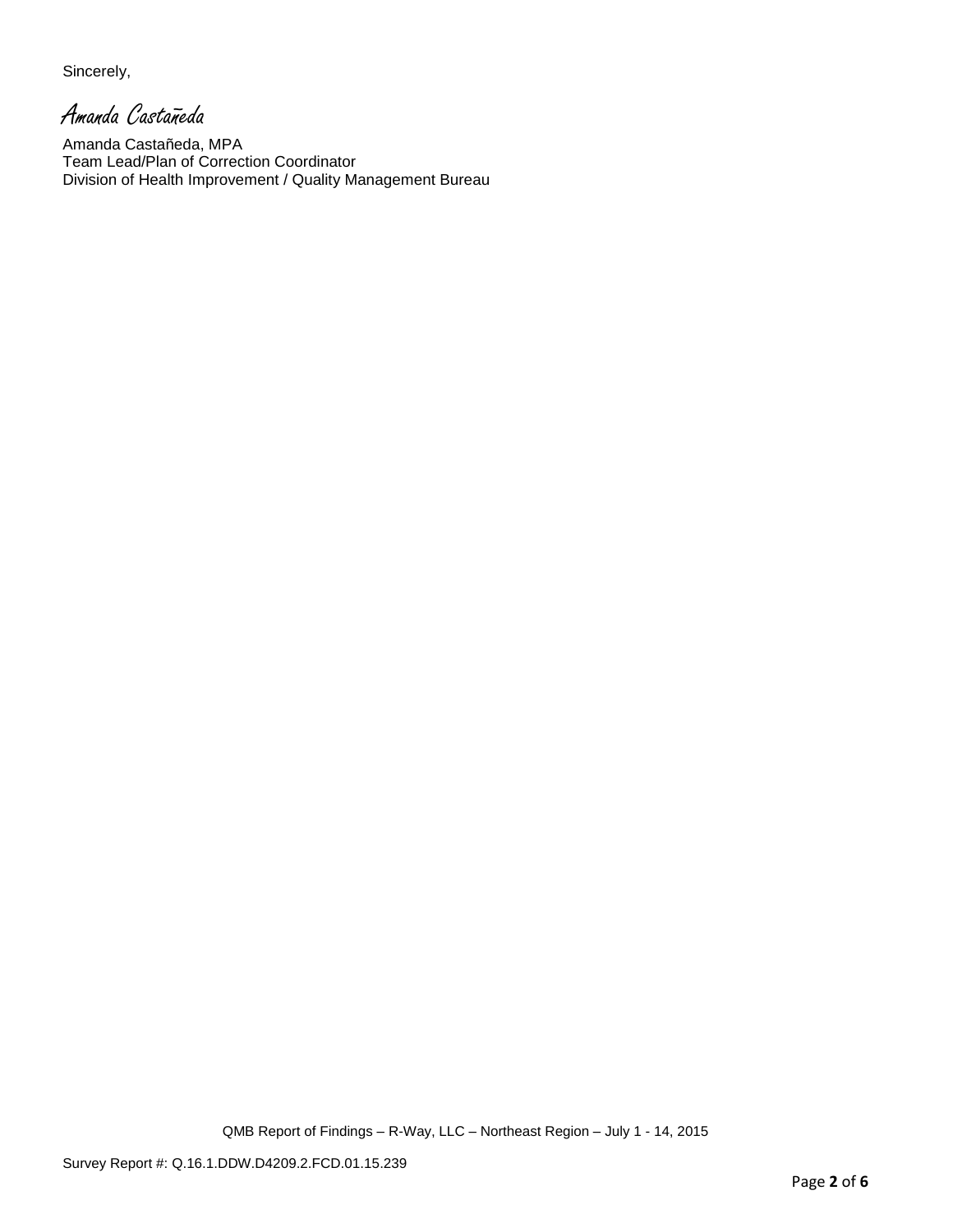Sincerely,

*Amanda Castañeda*

Amanda Castañeda, MPA
Team Lead/Plan of Correction Coordinator
Division of Health Improvement / Quality Management Bureau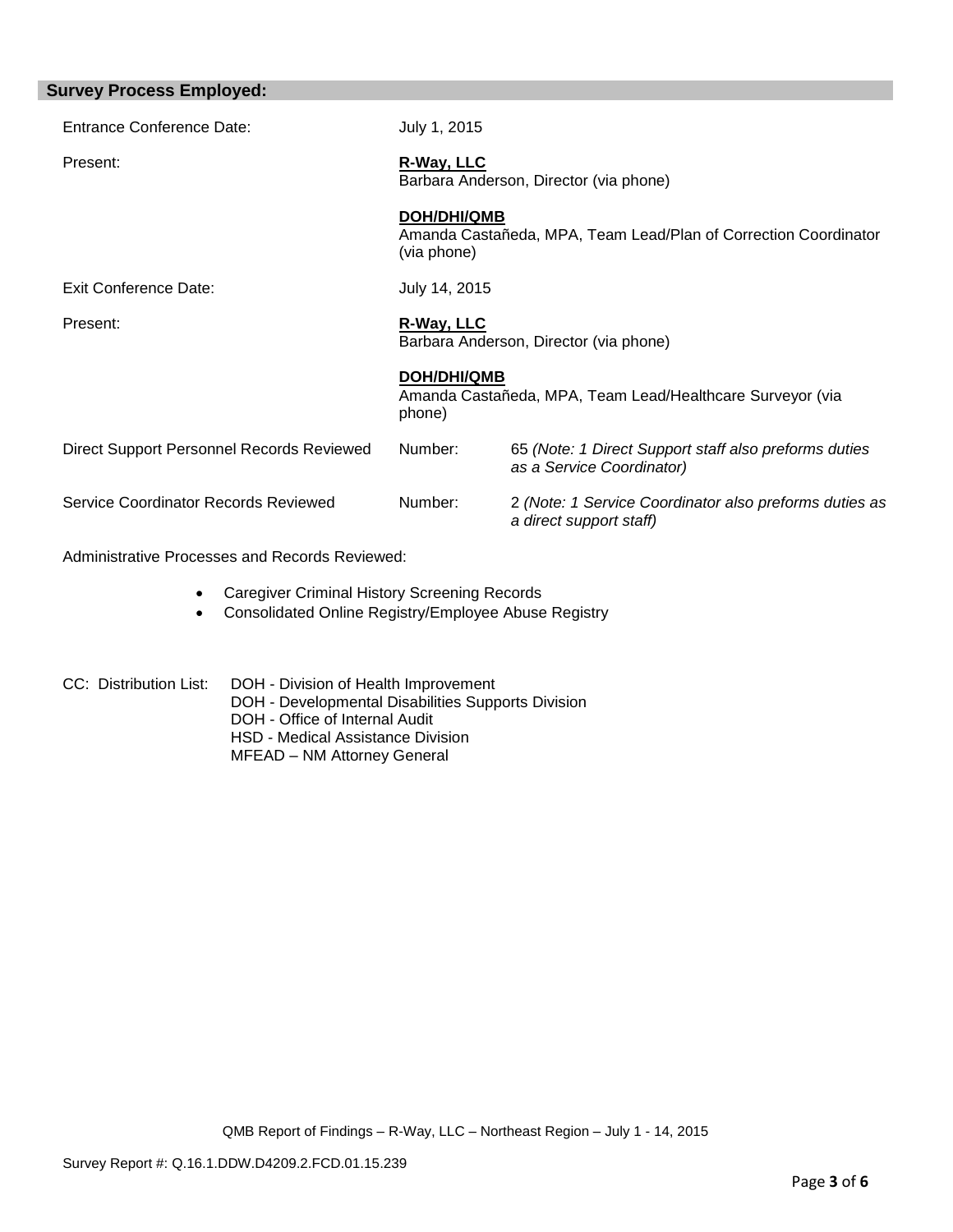## Survey Process Employed:

| | | |
|---|---|---|
| Entrance Conference Date: | July 1, 2015 | |
| Present: | **R-Way, LLC**<br>Barbara Anderson, Director (via phone)<br><br>**DOH/DHI/QMB**<br>Amanda Castañeda, MPA, Team Lead/Plan of Correction Coordinator (via phone) | |
| Exit Conference Date: | July 14, 2015 | |
| Present: | **R-Way, LLC**<br>Barbara Anderson, Director (via phone)<br><br>**DOH/DHI/QMB**<br>Amanda Castañeda, MPA, Team Lead/Healthcare Surveyor (via phone) | |
| Direct Support Personnel Records Reviewed | Number: | 65 *(Note: 1 Direct Support staff also preforms duties as a Service Coordinator)* |
| Service Coordinator Records Reviewed | Number: | 2 *(Note: 1 Service Coordinator also preforms duties as a direct support staff)* |

Administrative Processes and Records Reviewed:

- Caregiver Criminal History Screening Records
- Consolidated Online Registry/Employee Abuse Registry

CC: Distribution List:
- DOH - Division of Health Improvement
- DOH - Developmental Disabilities Supports Division
- DOH - Office of Internal Audit
- HSD - Medical Assistance Division
- MFEAD – NM Attorney General

QMB Report of Findings – R-Way, LLC – Northeast Region – July 1 - 14, 2015

Survey Report #: Q.16.1.DDW.D4209.2.FCD.01.15.239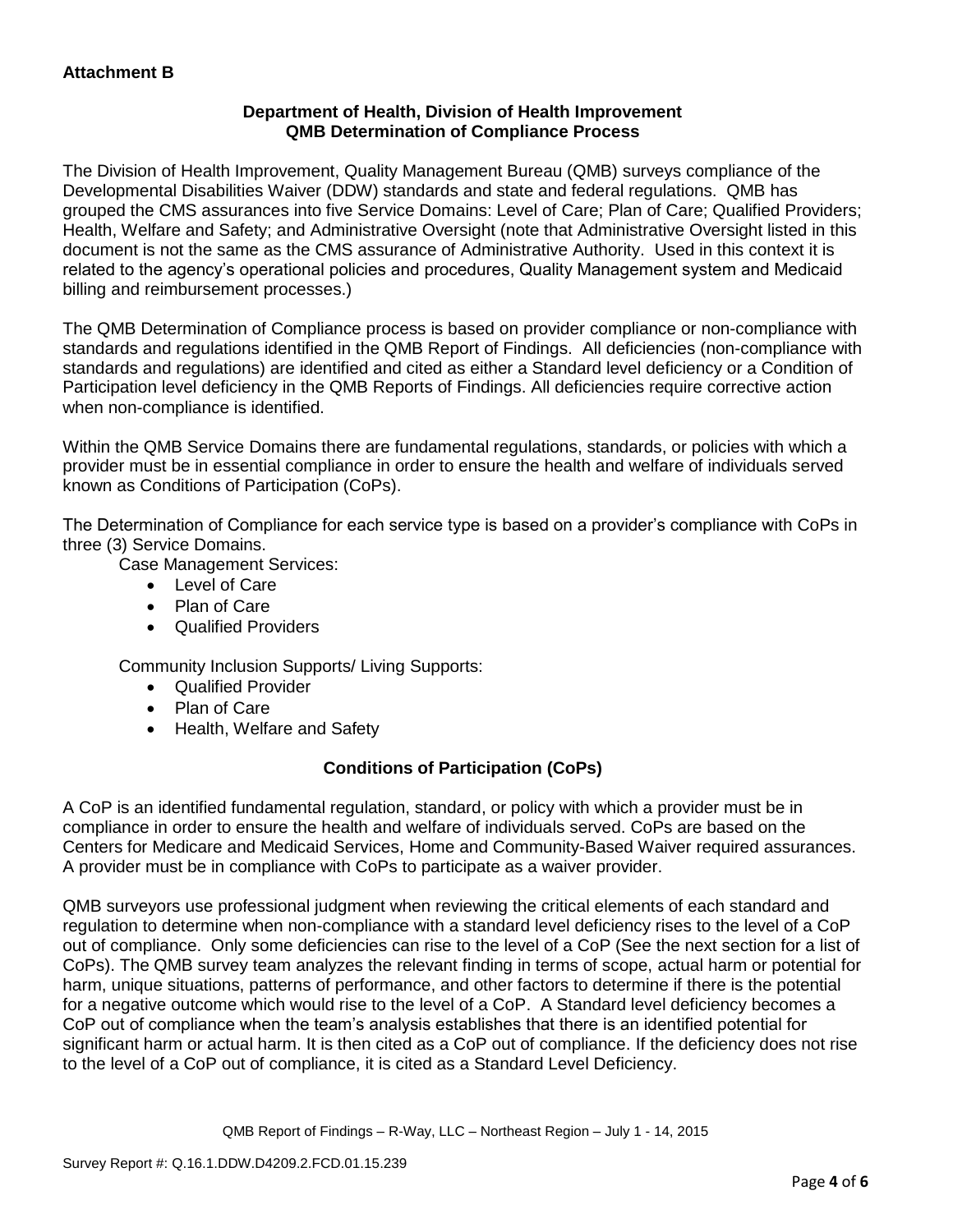**Attachment B**

**Department of Health, Division of Health Improvement**
**QMB Determination of Compliance Process**

The Division of Health Improvement, Quality Management Bureau (QMB) surveys compliance of the Developmental Disabilities Waiver (DDW) standards and state and federal regulations. QMB has grouped the CMS assurances into five Service Domains: Level of Care; Plan of Care; Qualified Providers; Health, Welfare and Safety; and Administrative Oversight (note that Administrative Oversight listed in this document is not the same as the CMS assurance of Administrative Authority. Used in this context it is related to the agency's operational policies and procedures, Quality Management system and Medicaid billing and reimbursement processes.)

The QMB Determination of Compliance process is based on provider compliance or non-compliance with standards and regulations identified in the QMB Report of Findings. All deficiencies (non-compliance with standards and regulations) are identified and cited as either a Standard level deficiency or a Condition of Participation level deficiency in the QMB Reports of Findings. All deficiencies require corrective action when non-compliance is identified.

Within the QMB Service Domains there are fundamental regulations, standards, or policies with which a provider must be in essential compliance in order to ensure the health and welfare of individuals served known as Conditions of Participation (CoPs).

The Determination of Compliance for each service type is based on a provider's compliance with CoPs in three (3) Service Domains.

Case Management Services:

- Level of Care
- Plan of Care
- Qualified Providers

Community Inclusion Supports/ Living Supports:

- Qualified Provider
- Plan of Care
- Health, Welfare and Safety

**Conditions of Participation (CoPs)**

A CoP is an identified fundamental regulation, standard, or policy with which a provider must be in compliance in order to ensure the health and welfare of individuals served. CoPs are based on the Centers for Medicare and Medicaid Services, Home and Community-Based Waiver required assurances. A provider must be in compliance with CoPs to participate as a waiver provider.

QMB surveyors use professional judgment when reviewing the critical elements of each standard and regulation to determine when non-compliance with a standard level deficiency rises to the level of a CoP out of compliance. Only some deficiencies can rise to the level of a CoP (See the next section for a list of CoPs). The QMB survey team analyzes the relevant finding in terms of scope, actual harm or potential for harm, unique situations, patterns of performance, and other factors to determine if there is the potential for a negative outcome which would rise to the level of a CoP. A Standard level deficiency becomes a CoP out of compliance when the team's analysis establishes that there is an identified potential for significant harm or actual harm. It is then cited as a CoP out of compliance. If the deficiency does not rise to the level of a CoP out of compliance, it is cited as a Standard Level Deficiency.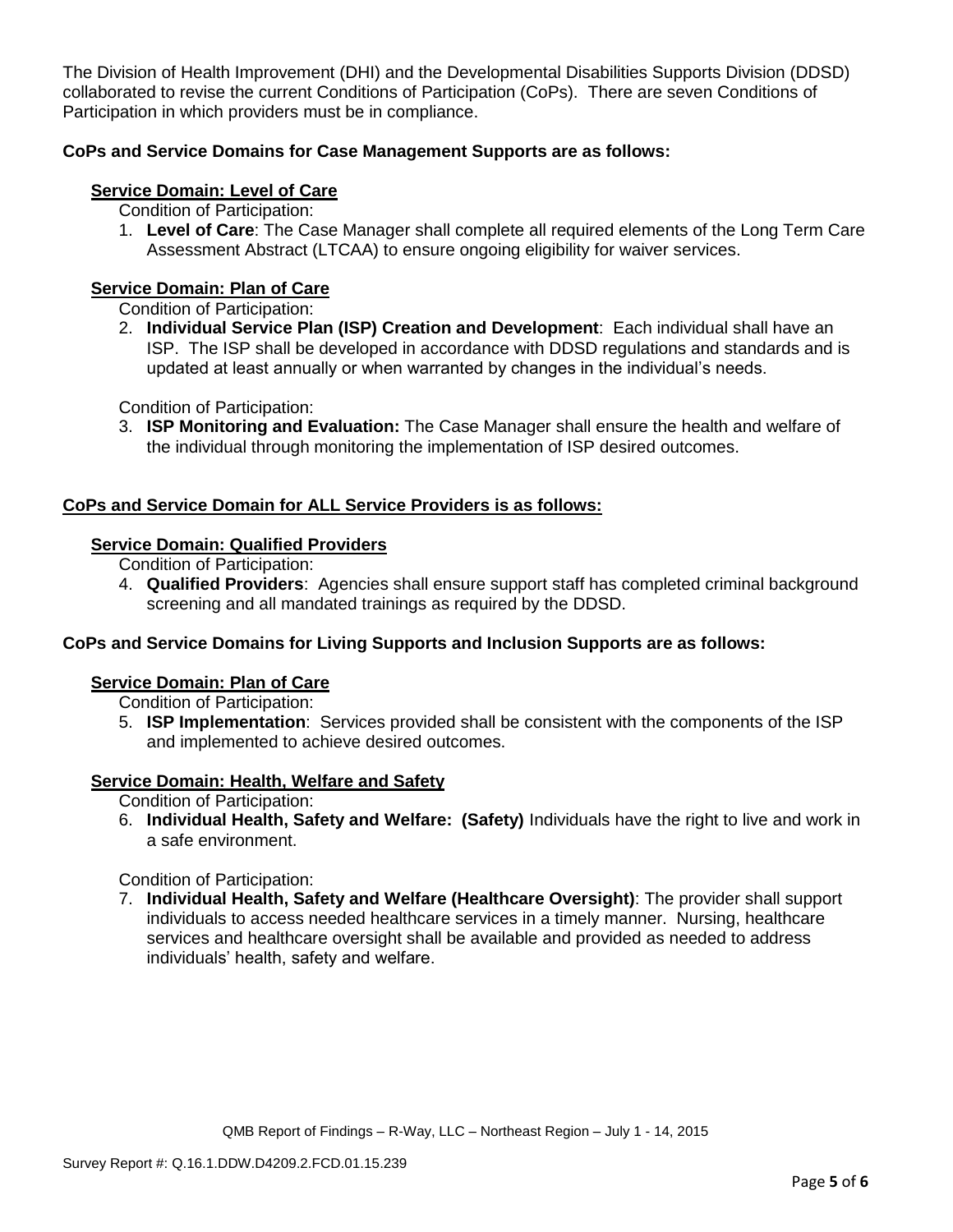The Division of Health Improvement (DHI) and the Developmental Disabilities Supports Division (DDSD) collaborated to revise the current Conditions of Participation (CoPs). There are seven Conditions of Participation in which providers must be in compliance.

**CoPs and Service Domains for Case Management Supports are as follows:**

**Service Domain: Level of Care**

Condition of Participation:

1. **Level of Care**: The Case Manager shall complete all required elements of the Long Term Care Assessment Abstract (LTCAA) to ensure ongoing eligibility for waiver services.

**Service Domain: Plan of Care**

Condition of Participation:

2. **Individual Service Plan (ISP) Creation and Development**: Each individual shall have an ISP. The ISP shall be developed in accordance with DDSD regulations and standards and is updated at least annually or when warranted by changes in the individual's needs.

Condition of Participation:

3. **ISP Monitoring and Evaluation:** The Case Manager shall ensure the health and welfare of the individual through monitoring the implementation of ISP desired outcomes.

**CoPs and Service Domain for ALL Service Providers is as follows:**

**Service Domain: Qualified Providers**

Condition of Participation:

4. **Qualified Providers**: Agencies shall ensure support staff has completed criminal background screening and all mandated trainings as required by the DDSD.

**CoPs and Service Domains for Living Supports and Inclusion Supports are as follows:**

**Service Domain: Plan of Care**

Condition of Participation:

5. **ISP Implementation**: Services provided shall be consistent with the components of the ISP and implemented to achieve desired outcomes.

**Service Domain: Health, Welfare and Safety**

Condition of Participation:

6. **Individual Health, Safety and Welfare: (Safety)** Individuals have the right to live and work in a safe environment.

Condition of Participation:

7. **Individual Health, Safety and Welfare (Healthcare Oversight)**: The provider shall support individuals to access needed healthcare services in a timely manner. Nursing, healthcare services and healthcare oversight shall be available and provided as needed to address individuals' health, safety and welfare.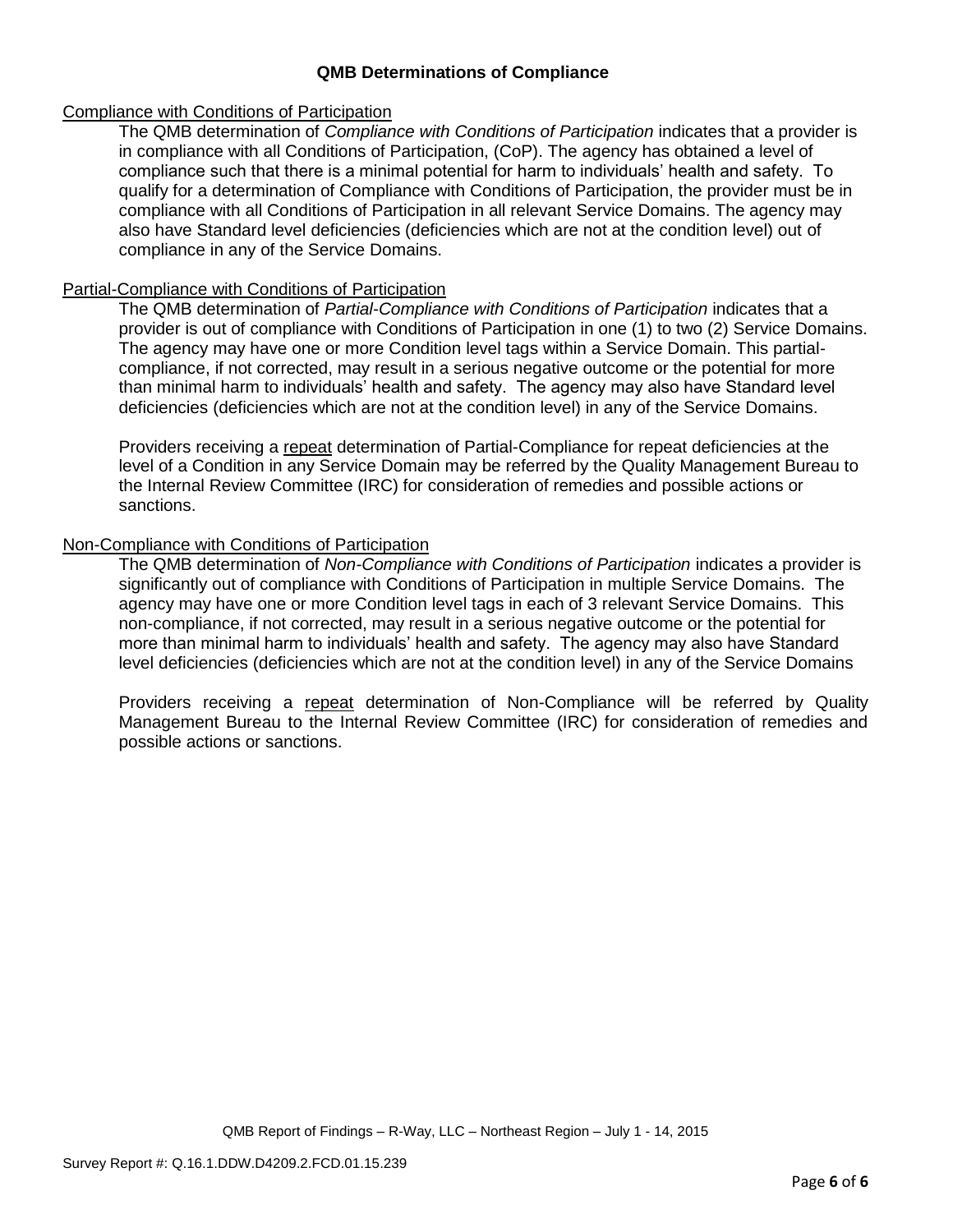## QMB Determinations of Compliance

### Compliance with Conditions of Participation

The QMB determination of *Compliance with Conditions of Participation* indicates that a provider is in compliance with all Conditions of Participation, (CoP). The agency has obtained a level of compliance such that there is a minimal potential for harm to individuals' health and safety. To qualify for a determination of Compliance with Conditions of Participation, the provider must be in compliance with all Conditions of Participation in all relevant Service Domains. The agency may also have Standard level deficiencies (deficiencies which are not at the condition level) out of compliance in any of the Service Domains.

### Partial-Compliance with Conditions of Participation

The QMB determination of *Partial-Compliance with Conditions of Participation* indicates that a provider is out of compliance with Conditions of Participation in one (1) to two (2) Service Domains. The agency may have one or more Condition level tags within a Service Domain. This partial-compliance, if not corrected, may result in a serious negative outcome or the potential for more than minimal harm to individuals' health and safety. The agency may also have Standard level deficiencies (deficiencies which are not at the condition level) in any of the Service Domains.

Providers receiving a repeat determination of Partial-Compliance for repeat deficiencies at the level of a Condition in any Service Domain may be referred by the Quality Management Bureau to the Internal Review Committee (IRC) for consideration of remedies and possible actions or sanctions.

### Non-Compliance with Conditions of Participation

The QMB determination of *Non-Compliance with Conditions of Participation* indicates a provider is significantly out of compliance with Conditions of Participation in multiple Service Domains. The agency may have one or more Condition level tags in each of 3 relevant Service Domains. This non-compliance, if not corrected, may result in a serious negative outcome or the potential for more than minimal harm to individuals' health and safety. The agency may also have Standard level deficiencies (deficiencies which are not at the condition level) in any of the Service Domains

Providers receiving a repeat determination of Non-Compliance will be referred by Quality Management Bureau to the Internal Review Committee (IRC) for consideration of remedies and possible actions or sanctions.